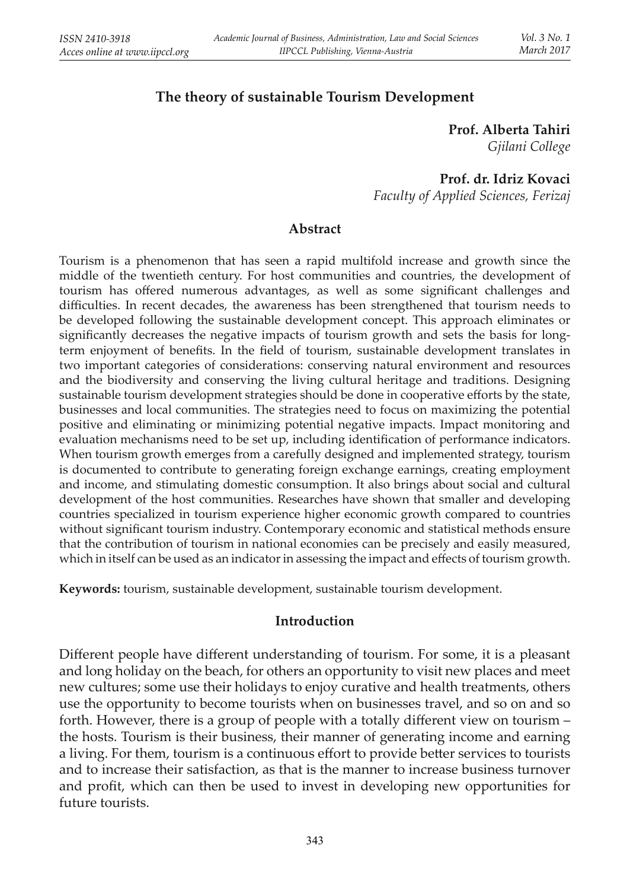# The theory of sustainable Tourism Development

**Prof. Alberta Tahiri**
*Gjilani College*

**Prof. dr. Idriz Kovaci**
*Faculty of Applied Sciences, Ferizaj*

## Abstract

Tourism is a phenomenon that has seen a rapid multifold increase and growth since the middle of the twentieth century. For host communities and countries, the development of tourism has offered numerous advantages, as well as some significant challenges and difficulties. In recent decades, the awareness has been strengthened that tourism needs to be developed following the sustainable development concept. This approach eliminates or significantly decreases the negative impacts of tourism growth and sets the basis for long-term enjoyment of benefits. In the field of tourism, sustainable development translates in two important categories of considerations: conserving natural environment and resources and the biodiversity and conserving the living cultural heritage and traditions. Designing sustainable tourism development strategies should be done in cooperative efforts by the state, businesses and local communities. The strategies need to focus on maximizing the potential positive and eliminating or minimizing potential negative impacts. Impact monitoring and evaluation mechanisms need to be set up, including identification of performance indicators. When tourism growth emerges from a carefully designed and implemented strategy, tourism is documented to contribute to generating foreign exchange earnings, creating employment and income, and stimulating domestic consumption. It also brings about social and cultural development of the host communities. Researches have shown that smaller and developing countries specialized in tourism experience higher economic growth compared to countries without significant tourism industry. Contemporary economic and statistical methods ensure that the contribution of tourism in national economies can be precisely and easily measured, which in itself can be used as an indicator in assessing the impact and effects of tourism growth.

**Keywords:** tourism, sustainable development, sustainable tourism development.

## Introduction

Different people have different understanding of tourism. For some, it is a pleasant and long holiday on the beach, for others an opportunity to visit new places and meet new cultures; some use their holidays to enjoy curative and health treatments, others use the opportunity to become tourists when on businesses travel, and so on and so forth. However, there is a group of people with a totally different view on tourism – the hosts. Tourism is their business, their manner of generating income and earning a living. For them, tourism is a continuous effort to provide better services to tourists and to increase their satisfaction, as that is the manner to increase business turnover and profit, which can then be used to invest in developing new opportunities for future tourists.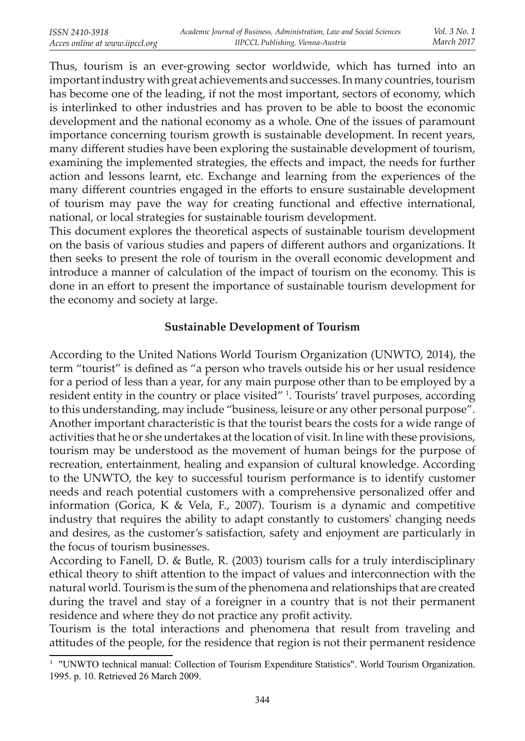Thus, tourism is an ever-growing sector worldwide, which has turned into an important industry with great achievements and successes. In many countries, tourism has become one of the leading, if not the most important, sectors of economy, which is interlinked to other industries and has proven to be able to boost the economic development and the national economy as a whole. One of the issues of paramount importance concerning tourism growth is sustainable development. In recent years, many different studies have been exploring the sustainable development of tourism, examining the implemented strategies, the effects and impact, the needs for further action and lessons learnt, etc. Exchange and learning from the experiences of the many different countries engaged in the efforts to ensure sustainable development of tourism may pave the way for creating functional and effective international, national, or local strategies for sustainable tourism development.

This document explores the theoretical aspects of sustainable tourism development on the basis of various studies and papers of different authors and organizations. It then seeks to present the role of tourism in the overall economic development and introduce a manner of calculation of the impact of tourism on the economy. This is done in an effort to present the importance of sustainable tourism development for the economy and society at large.

## Sustainable Development of Tourism

According to the United Nations World Tourism Organization (UNWTO, 2014), the term "tourist" is defined as "a person who travels outside his or her usual residence for a period of less than a year, for any main purpose other than to be employed by a resident entity in the country or place visited" [1]. Tourists' travel purposes, according to this understanding, may include "business, leisure or any other personal purpose". Another important characteristic is that the tourist bears the costs for a wide range of activities that he or she undertakes at the location of visit. In line with these provisions, tourism may be understood as the movement of human beings for the purpose of recreation, entertainment, healing and expansion of cultural knowledge. According to the UNWTO, the key to successful tourism performance is to identify customer needs and reach potential customers with a comprehensive personalized offer and information (Gorica, K & Vela, F., 2007). Tourism is a dynamic and competitive industry that requires the ability to adapt constantly to customers' changing needs and desires, as the customer's satisfaction, safety and enjoyment are particularly in the focus of tourism businesses.

According to Fanell, D. & Butle, R. (2003) tourism calls for a truly interdisciplinary ethical theory to shift attention to the impact of values and interconnection with the natural world. Tourism is the sum of the phenomena and relationships that are created during the travel and stay of a foreigner in a country that is not their permanent residence and where they do not practice any profit activity.

Tourism is the total interactions and phenomena that result from traveling and attitudes of the people, for the residence that region is not their permanent residence

[1] "UNWTO technical manual: Collection of Tourism Expenditure Statistics". World Tourism Organization. 1995. p. 10. Retrieved 26 March 2009.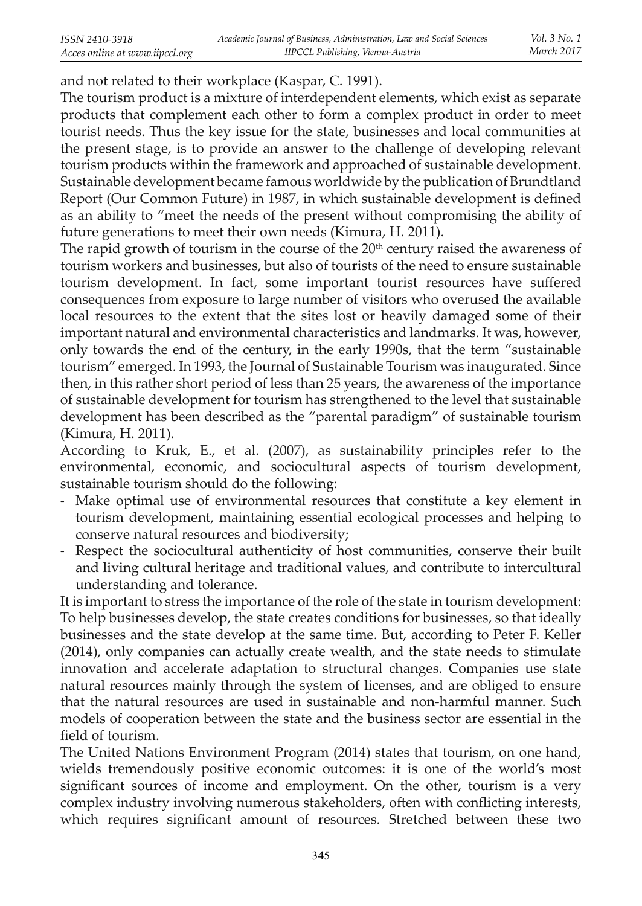and not related to their workplace (Kaspar, C. 1991).

The tourism product is a mixture of interdependent elements, which exist as separate products that complement each other to form a complex product in order to meet tourist needs. Thus the key issue for the state, businesses and local communities at the present stage, is to provide an answer to the challenge of developing relevant tourism products within the framework and approached of sustainable development. Sustainable development became famous worldwide by the publication of Brundtland Report (Our Common Future) in 1987, in which sustainable development is defined as an ability to "meet the needs of the present without compromising the ability of future generations to meet their own needs (Kimura, H. 2011).

The rapid growth of tourism in the course of the 20th century raised the awareness of tourism workers and businesses, but also of tourists of the need to ensure sustainable tourism development. In fact, some important tourist resources have suffered consequences from exposure to large number of visitors who overused the available local resources to the extent that the sites lost or heavily damaged some of their important natural and environmental characteristics and landmarks. It was, however, only towards the end of the century, in the early 1990s, that the term "sustainable tourism" emerged. In 1993, the Journal of Sustainable Tourism was inaugurated. Since then, in this rather short period of less than 25 years, the awareness of the importance of sustainable development for tourism has strengthened to the level that sustainable development has been described as the "parental paradigm" of sustainable tourism (Kimura, H. 2011).

According to Kruk, E., et al. (2007), as sustainability principles refer to the environmental, economic, and sociocultural aspects of tourism development, sustainable tourism should do the following:

- Make optimal use of environmental resources that constitute a key element in tourism development, maintaining essential ecological processes and helping to conserve natural resources and biodiversity;
- Respect the sociocultural authenticity of host communities, conserve their built and living cultural heritage and traditional values, and contribute to intercultural understanding and tolerance.

It is important to stress the importance of the role of the state in tourism development: To help businesses develop, the state creates conditions for businesses, so that ideally businesses and the state develop at the same time. But, according to Peter F. Keller (2014), only companies can actually create wealth, and the state needs to stimulate innovation and accelerate adaptation to structural changes. Companies use state natural resources mainly through the system of licenses, and are obliged to ensure that the natural resources are used in sustainable and non-harmful manner. Such models of cooperation between the state and the business sector are essential in the field of tourism.

The United Nations Environment Program (2014) states that tourism, on one hand, wields tremendously positive economic outcomes: it is one of the world's most significant sources of income and employment. On the other, tourism is a very complex industry involving numerous stakeholders, often with conflicting interests, which requires significant amount of resources. Stretched between these two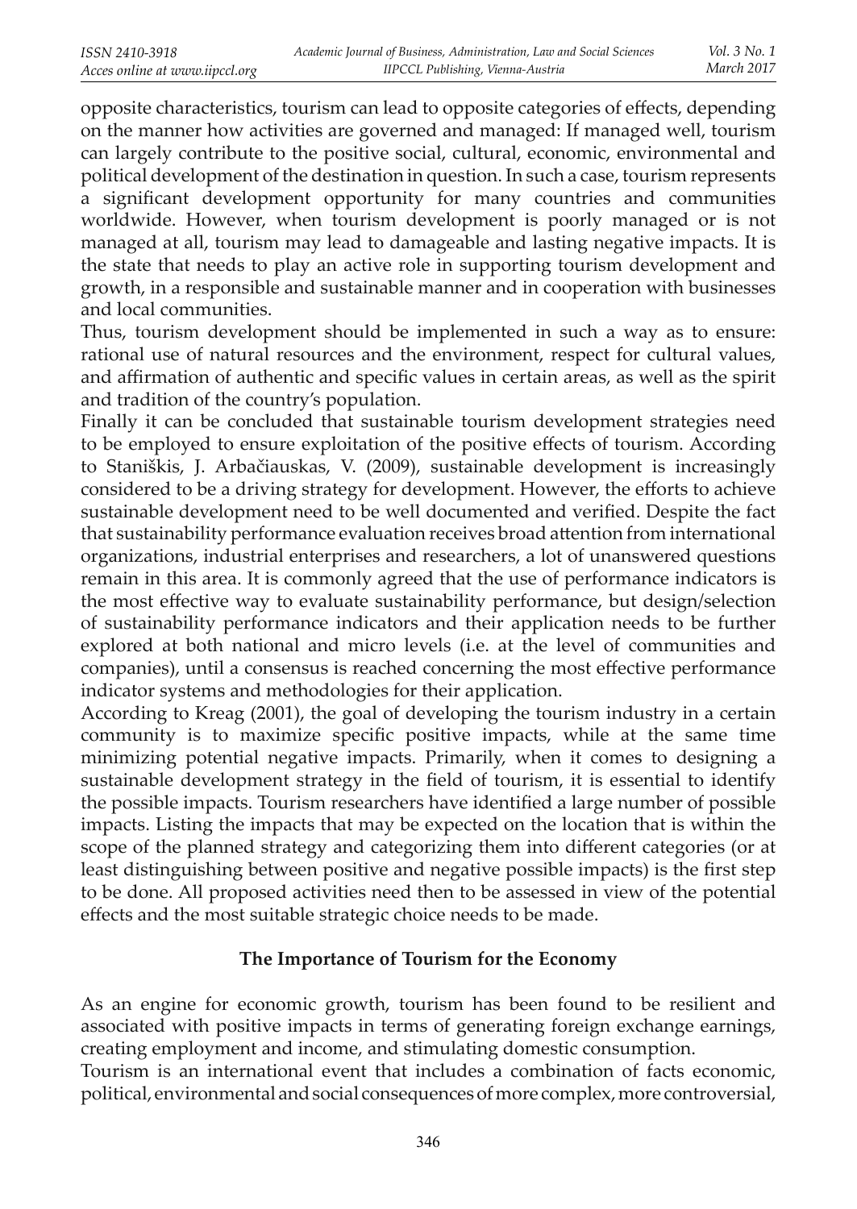opposite characteristics, tourism can lead to opposite categories of effects, depending on the manner how activities are governed and managed: If managed well, tourism can largely contribute to the positive social, cultural, economic, environmental and political development of the destination in question. In such a case, tourism represents a significant development opportunity for many countries and communities worldwide. However, when tourism development is poorly managed or is not managed at all, tourism may lead to damageable and lasting negative impacts. It is the state that needs to play an active role in supporting tourism development and growth, in a responsible and sustainable manner and in cooperation with businesses and local communities.

Thus, tourism development should be implemented in such a way as to ensure: rational use of natural resources and the environment, respect for cultural values, and affirmation of authentic and specific values in certain areas, as well as the spirit and tradition of the country's population.

Finally it can be concluded that sustainable tourism development strategies need to be employed to ensure exploitation of the positive effects of tourism. According to Staniškis, J. Arbačiauskas, V. (2009), sustainable development is increasingly considered to be a driving strategy for development. However, the efforts to achieve sustainable development need to be well documented and verified. Despite the fact that sustainability performance evaluation receives broad attention from international organizations, industrial enterprises and researchers, a lot of unanswered questions remain in this area. It is commonly agreed that the use of performance indicators is the most effective way to evaluate sustainability performance, but design/selection of sustainability performance indicators and their application needs to be further explored at both national and micro levels (i.e. at the level of communities and companies), until a consensus is reached concerning the most effective performance indicator systems and methodologies for their application.

According to Kreag (2001), the goal of developing the tourism industry in a certain community is to maximize specific positive impacts, while at the same time minimizing potential negative impacts. Primarily, when it comes to designing a sustainable development strategy in the field of tourism, it is essential to identify the possible impacts. Tourism researchers have identified a large number of possible impacts. Listing the impacts that may be expected on the location that is within the scope of the planned strategy and categorizing them into different categories (or at least distinguishing between positive and negative possible impacts) is the first step to be done. All proposed activities need then to be assessed in view of the potential effects and the most suitable strategic choice needs to be made.

## The Importance of Tourism for the Economy

As an engine for economic growth, tourism has been found to be resilient and associated with positive impacts in terms of generating foreign exchange earnings, creating employment and income, and stimulating domestic consumption.

Tourism is an international event that includes a combination of facts economic, political, environmental and social consequences of more complex, more controversial,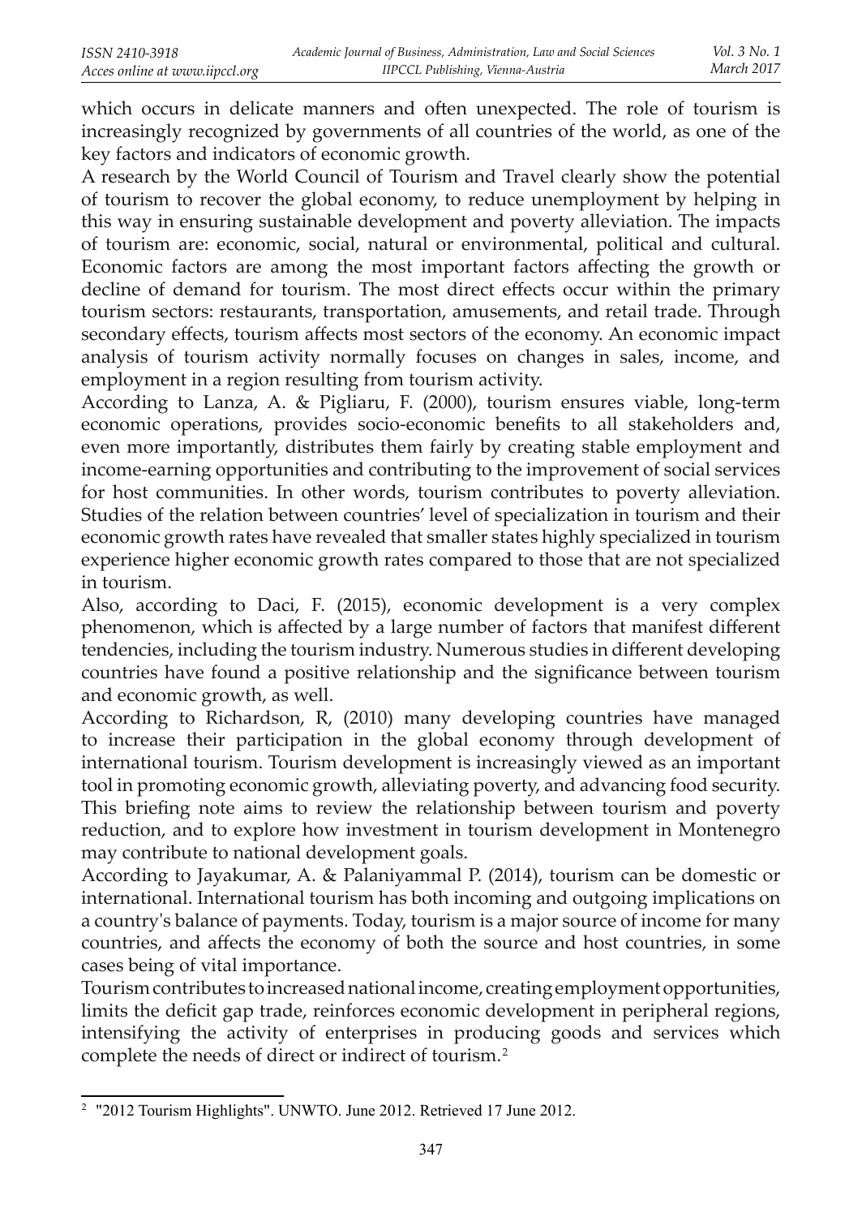which occurs in delicate manners and often unexpected. The role of tourism is increasingly recognized by governments of all countries of the world, as one of the key factors and indicators of economic growth.

A research by the World Council of Tourism and Travel clearly show the potential of tourism to recover the global economy, to reduce unemployment by helping in this way in ensuring sustainable development and poverty alleviation. The impacts of tourism are: economic, social, natural or environmental, political and cultural. Economic factors are among the most important factors affecting the growth or decline of demand for tourism. The most direct effects occur within the primary tourism sectors: restaurants, transportation, amusements, and retail trade. Through secondary effects, tourism affects most sectors of the economy. An economic impact analysis of tourism activity normally focuses on changes in sales, income, and employment in a region resulting from tourism activity.

According to Lanza, A. & Pigliaru, F. (2000), tourism ensures viable, long-term economic operations, provides socio-economic benefits to all stakeholders and, even more importantly, distributes them fairly by creating stable employment and income-earning opportunities and contributing to the improvement of social services for host communities. In other words, tourism contributes to poverty alleviation. Studies of the relation between countries' level of specialization in tourism and their economic growth rates have revealed that smaller states highly specialized in tourism experience higher economic growth rates compared to those that are not specialized in tourism.

Also, according to Daci, F. (2015), economic development is a very complex phenomenon, which is affected by a large number of factors that manifest different tendencies, including the tourism industry. Numerous studies in different developing countries have found a positive relationship and the significance between tourism and economic growth, as well.

According to Richardson, R, (2010) many developing countries have managed to increase their participation in the global economy through development of international tourism. Tourism development is increasingly viewed as an important tool in promoting economic growth, alleviating poverty, and advancing food security. This briefing note aims to review the relationship between tourism and poverty reduction, and to explore how investment in tourism development in Montenegro may contribute to national development goals.

According to Jayakumar, A. & Palaniyammal P. (2014), tourism can be domestic or international. International tourism has both incoming and outgoing implications on a country's balance of payments. Today, tourism is a major source of income for many countries, and affects the economy of both the source and host countries, in some cases being of vital importance.

Tourism contributes to increased national income, creating employment opportunities, limits the deficit gap trade, reinforces economic development in peripheral regions, intensifying the activity of enterprises in producing goods and services which complete the needs of direct or indirect of tourism.[2]

---

[2] "2012 Tourism Highlights". UNWTO. June 2012. Retrieved 17 June 2012.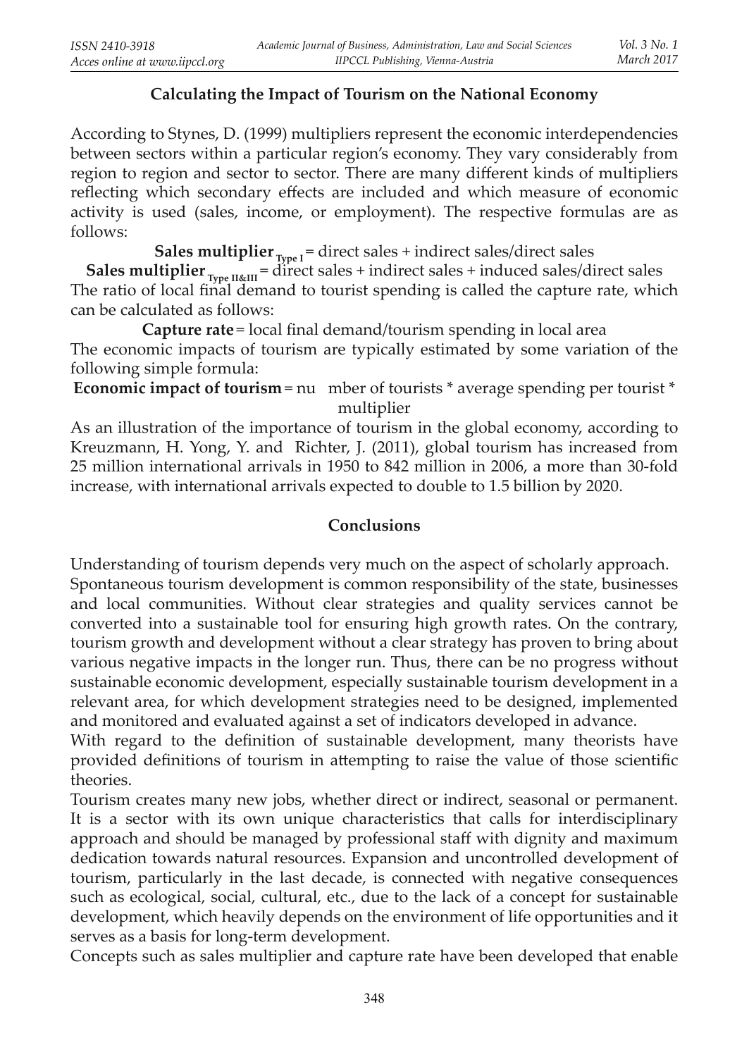## Calculating the Impact of Tourism on the National Economy

According to Stynes, D. (1999) multipliers represent the economic interdependencies between sectors within a particular region's economy. They vary considerably from region to region and sector to sector. There are many different kinds of multipliers reflecting which secondary effects are included and which measure of economic activity is used (sales, income, or employment). The respective formulas are as follows:

**Sales multiplier** $_{\text{Type I}}$ = direct sales + indirect sales/direct sales

**Sales multiplier** $_{\text{Type II\&III}}$ = direct sales + indirect sales + induced sales/direct sales

The ratio of local final demand to tourist spending is called the capture rate, which can be calculated as follows:

**Capture rate** = local final demand/tourism spending in local area

The economic impacts of tourism are typically estimated by some variation of the following simple formula:

**Economic impact of tourism** = number of tourists * average spending per tourist * multiplier

As an illustration of the importance of tourism in the global economy, according to Kreuzmann, H. Yong, Y. and Richter, J. (2011), global tourism has increased from 25 million international arrivals in 1950 to 842 million in 2006, a more than 30-fold increase, with international arrivals expected to double to 1.5 billion by 2020.

## Conclusions

Understanding of tourism depends very much on the aspect of scholarly approach.

Spontaneous tourism development is common responsibility of the state, businesses and local communities. Without clear strategies and quality services cannot be converted into a sustainable tool for ensuring high growth rates. On the contrary, tourism growth and development without a clear strategy has proven to bring about various negative impacts in the longer run. Thus, there can be no progress without sustainable economic development, especially sustainable tourism development in a relevant area, for which development strategies need to be designed, implemented and monitored and evaluated against a set of indicators developed in advance.

With regard to the definition of sustainable development, many theorists have provided definitions of tourism in attempting to raise the value of those scientific theories.

Tourism creates many new jobs, whether direct or indirect, seasonal or permanent. It is a sector with its own unique characteristics that calls for interdisciplinary approach and should be managed by professional staff with dignity and maximum dedication towards natural resources. Expansion and uncontrolled development of tourism, particularly in the last decade, is connected with negative consequences such as ecological, social, cultural, etc., due to the lack of a concept for sustainable development, which heavily depends on the environment of life opportunities and it serves as a basis for long-term development.

Concepts such as sales multiplier and capture rate have been developed that enable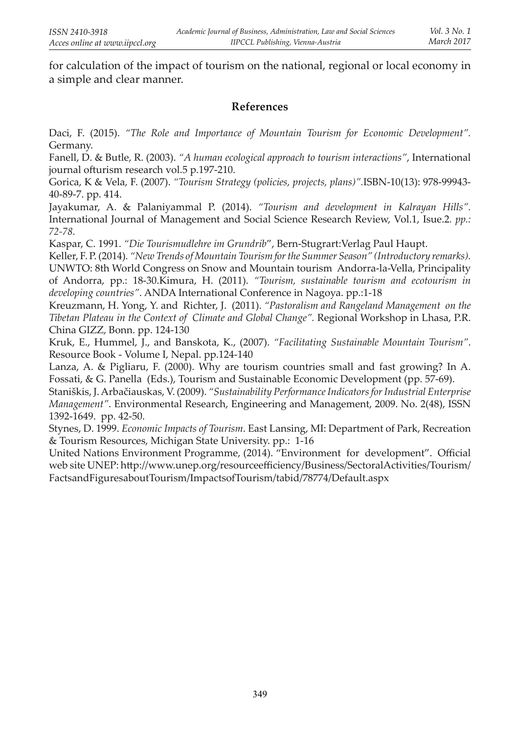for calculation of the impact of tourism on the national, regional or local economy in a simple and clear manner.

## References

Daci, F. (2015). *"The Role and Importance of Mountain Tourism for Economic Development"*. Germany.

Fanell, D. & Butle, R. (2003). *"A human ecological approach to tourism interactions"*, International journal ofturism research vol.5 p.197-210.

Gorica, K & Vela, F. (2007). *"Tourism Strategy (policies, projects, plans)".*ISBN-10(13): 978-99943-40-89-7. pp. 414.

Jayakumar, A. & Palaniyammal P. (2014). *"Tourism and development in Kalrayan Hills".* International Journal of Management and Social Science Research Review, Vol.1, Isue.2. *pp.: 72-78.*

Kaspar, C. 1991. *"Die Tourismudlehre im Grundrib*", Bern-Stugrart:Verlag Paul Haupt.

Keller, F. P. (2014). *"New Trends of Mountain Tourism for the Summer Season" (Introductory remarks).* UNWTO: 8th World Congress on Snow and Mountain tourism Andorra-la-Vella, Principality of Andorra, pp.: 18-30.Kimura, H. (2011). *"Tourism, sustainable tourism and ecotourism in developing countries"*. ANDA International Conference in Nagoya. pp.:1-18

Kreuzmann, H. Yong, Y. and Richter, J. (2011). *"Pastoralism and Rangeland Management on the Tibetan Plateau in the Context of Climate and Global Change".* Regional Workshop in Lhasa, P.R. China GIZZ, Bonn. pp. 124-130

Kruk, E., Hummel, J., and Banskota, K., (2007). *"Facilitating Sustainable Mountain Tourism"*. Resource Book - Volume I, Nepal. pp.124-140

Lanza, A. & Pigliaru, F. (2000). Why are tourism countries small and fast growing? In A. Fossati, & G. Panella (Eds.), Tourism and Sustainable Economic Development (pp. 57-69).

Staniškis, J. Arbačiauskas, V. (2009). *"Sustainability Performance Indicators for Industrial Enterprise Management"*. Environmental Research, Engineering and Management, 2009. No. 2(48), ISSN 1392-1649. pp. 42-50.

Stynes, D. 1999. *Economic Impacts of Tourism*. East Lansing, MI: Department of Park, Recreation & Tourism Resources, Michigan State University. pp.: 1-16

United Nations Environment Programme, (2014). "Environment for development". Official web site UNEP: http://www.unep.org/resourceefficiency/Business/SectoralActivities/Tourism/FactsandFiguresaboutTourism/ImpactsofTourism/tabid/78774/Default.aspx